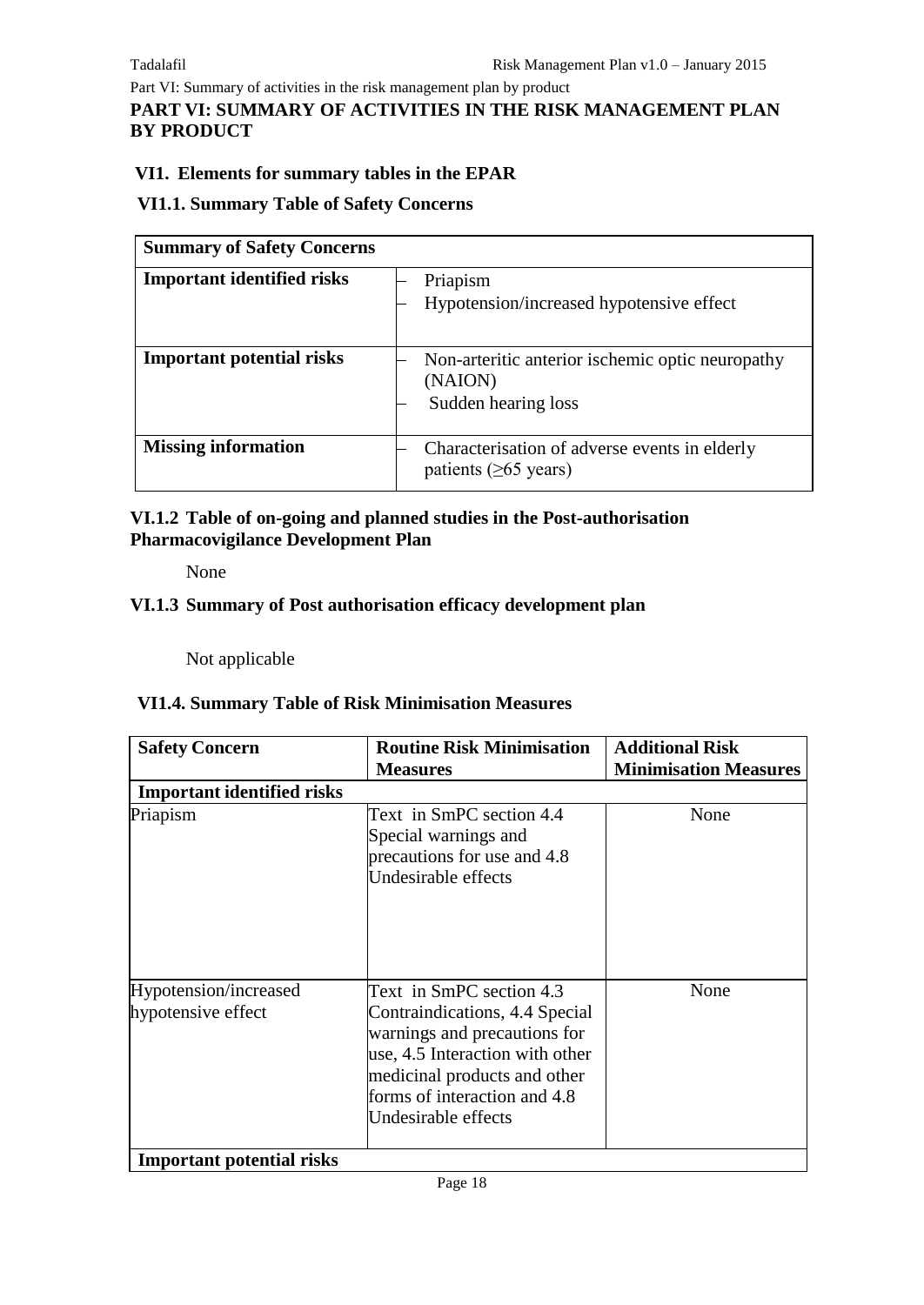# PART VI: SUMMARY OF ACTIVITIES IN THE RISK MANAGEMENT PLAN BY PRODUCT

## VI1. Elements for summary tables in the EPAR

### VI1.1. Summary Table of Safety Concerns

| Summary of Safety Concerns | |
|---|---|
| **Important identified risks** | – Priapism<br>– Hypotension/increased hypotensive effect |
| **Important potential risks** | – Non-arteritic anterior ischemic optic neuropathy (NAION)<br>– Sudden hearing loss |
| **Missing information** | – Characterisation of adverse events in elderly patients (≥65 years) |

### VI.1.2 Table of on-going and planned studies in the Post-authorisation Pharmacovigilance Development Plan

None

### VI.1.3 Summary of Post authorisation efficacy development plan

Not applicable

### VI1.4. Summary Table of Risk Minimisation Measures

| Safety Concern | Routine Risk Minimisation Measures | Additional Risk Minimisation Measures |
|---|---|---|
| **Important identified risks** | | |
| Priapism | Text in SmPC section 4.4 Special warnings and precautions for use and 4.8 Undesirable effects | None |
| Hypotension/increased hypotensive effect | Text in SmPC section 4.3 Contraindications, 4.4 Special warnings and precautions for use, 4.5 Interaction with other medicinal products and other forms of interaction and 4.8 Undesirable effects | None |
| **Important potential risks** | | |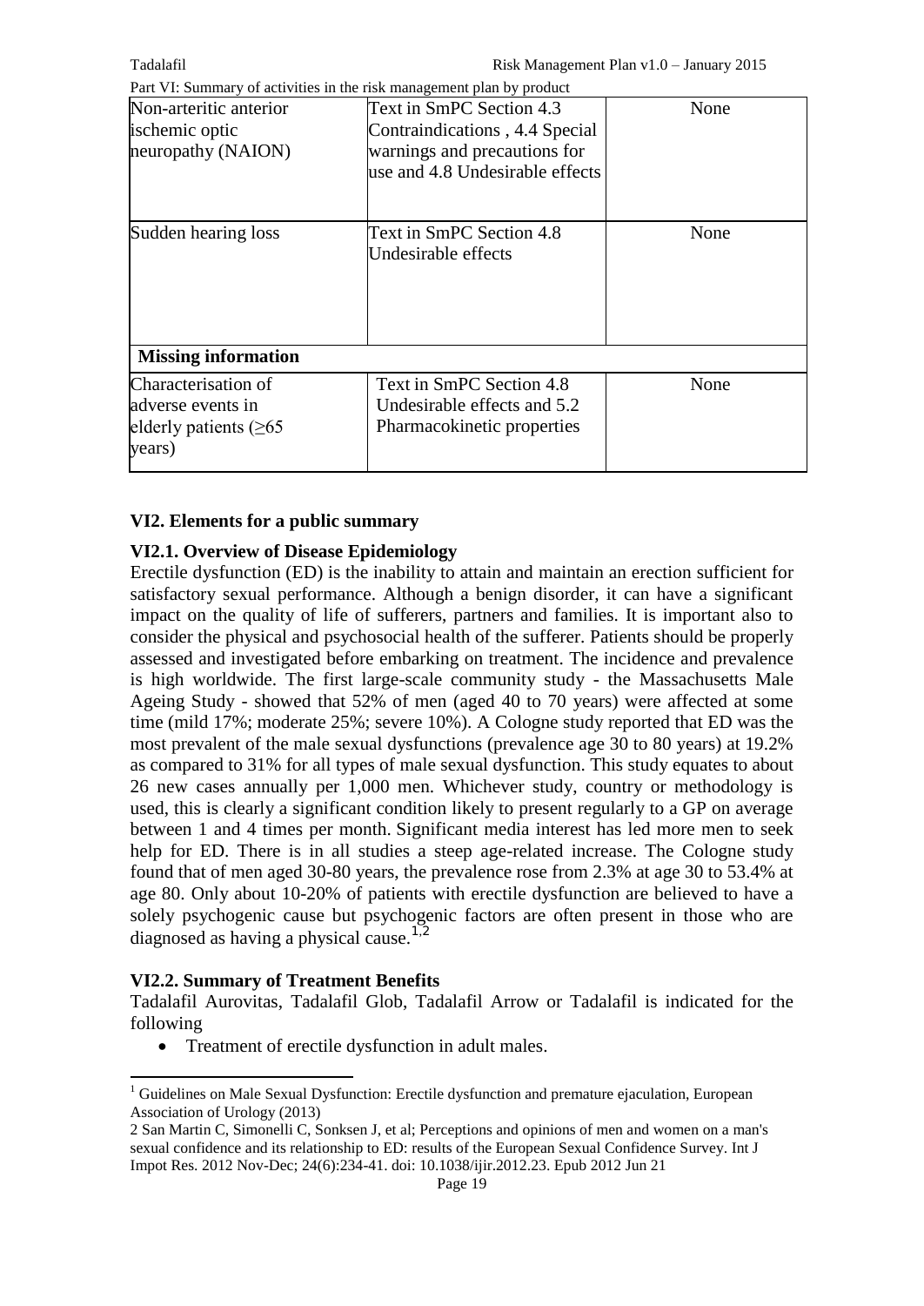Part VI: Summary of activities in the risk management plan by product

| | | |
|---|---|---|
| Non-arteritic anterior ischemic optic neuropathy (NAION) | Text in SmPC Section 4.3 Contraindications , 4.4 Special warnings and precautions for use and 4.8 Undesirable effects | None |
| Sudden hearing loss | Text in SmPC Section 4.8 Undesirable effects | None |
| **Missing information** | | |
| Characterisation of adverse events in elderly patients (≥65 years) | Text in SmPC Section 4.8 Undesirable effects and 5.2 Pharmacokinetic properties | None |

### VI2. Elements for a public summary

#### VI2.1. Overview of Disease Epidemiology

Erectile dysfunction (ED) is the inability to attain and maintain an erection sufficient for satisfactory sexual performance. Although a benign disorder, it can have a significant impact on the quality of life of sufferers, partners and families. It is important also to consider the physical and psychosocial health of the sufferer. Patients should be properly assessed and investigated before embarking on treatment. The incidence and prevalence is high worldwide. The first large-scale community study - the Massachusetts Male Ageing Study - showed that 52% of men (aged 40 to 70 years) were affected at some time (mild 17%; moderate 25%; severe 10%). A Cologne study reported that ED was the most prevalent of the male sexual dysfunctions (prevalence age 30 to 80 years) at 19.2% as compared to 31% for all types of male sexual dysfunction. This study equates to about 26 new cases annually per 1,000 men. Whichever study, country or methodology is used, this is clearly a significant condition likely to present regularly to a GP on average between 1 and 4 times per month. Significant media interest has led more men to seek help for ED. There is in all studies a steep age-related increase. The Cologne study found that of men aged 30-80 years, the prevalence rose from 2.3% at age 30 to 53.4% at age 80. Only about 10-20% of patients with erectile dysfunction are believed to have a solely psychogenic cause but psychogenic factors are often present in those who are diagnosed as having a physical cause.[1,2]

#### VI2.2. Summary of Treatment Benefits

Tadalafil Aurovitas, Tadalafil Glob, Tadalafil Arrow or Tadalafil is indicated for the following

- Treatment of erectile dysfunction in adult males.

---

[1] Guidelines on Male Sexual Dysfunction: Erectile dysfunction and premature ejaculation, European Association of Urology (2013)

2 San Martin C, Simonelli C, Sonksen J, et al; Perceptions and opinions of men and women on a man's sexual confidence and its relationship to ED: results of the European Sexual Confidence Survey. Int J Impot Res. 2012 Nov-Dec; 24(6):234-41. doi: 10.1038/ijir.2012.23. Epub 2012 Jun 21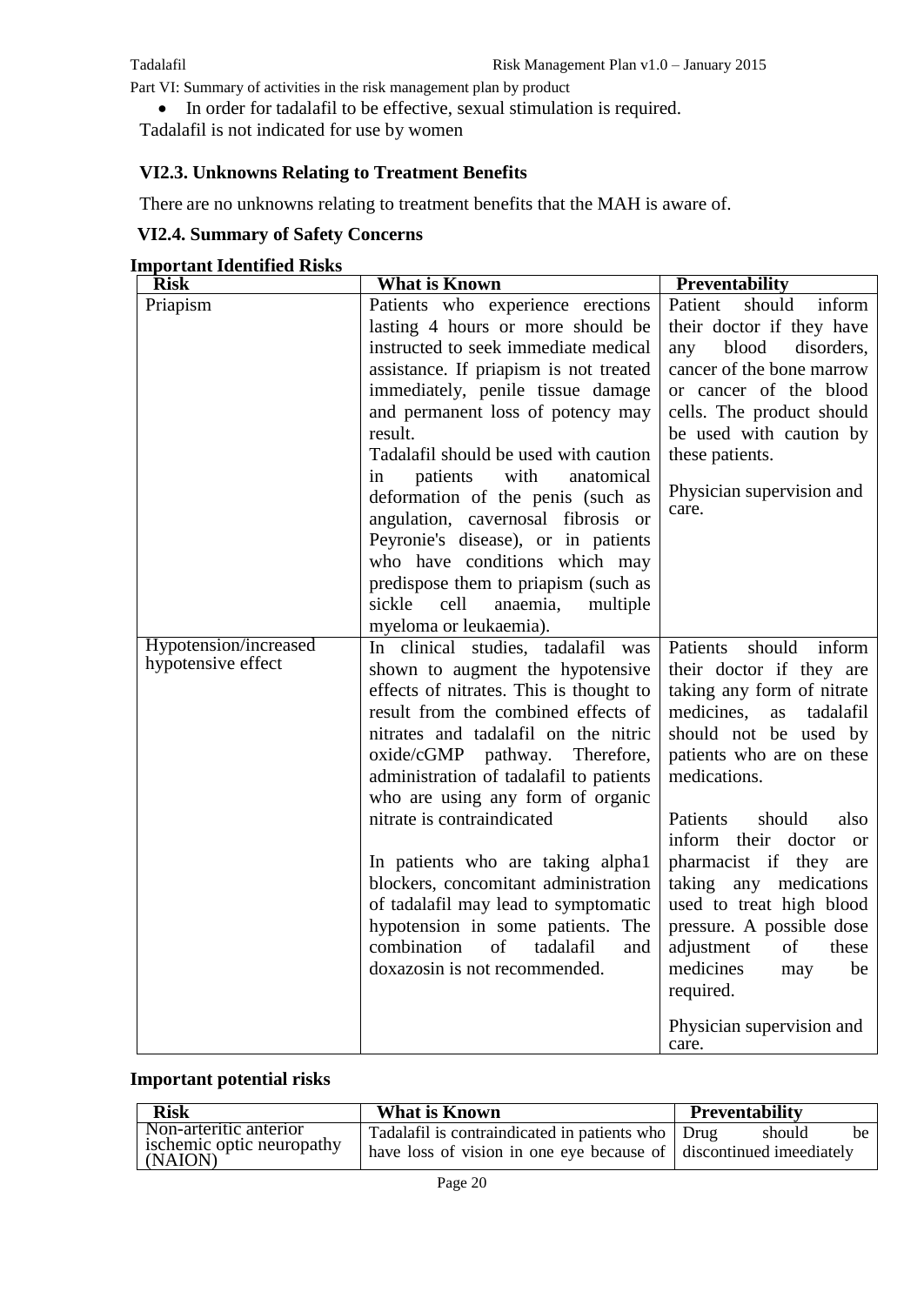- In order for tadalafil to be effective, sexual stimulation is required.

Tadalafil is not indicated for use by women

### VI2.3. Unknowns Relating to Treatment Benefits

There are no unknowns relating to treatment benefits that the MAH is aware of.

### VI2.4. Summary of Safety Concerns

**Important Identified Risks**

| Risk | What is Known | Preventability |
|---|---|---|
| Priapism | Patients who experience erections lasting 4 hours or more should be instructed to seek immediate medical assistance. If priapism is not treated immediately, penile tissue damage and permanent loss of potency may result.<br>Tadalafil should be used with caution in patients with anatomical deformation of the penis (such as angulation, cavernosal fibrosis or Peyronie's disease), or in patients who have conditions which may predispose them to priapism (such as sickle cell anaemia, multiple myeloma or leukaemia). | Patient should inform their doctor if they have any blood disorders, cancer of the bone marrow or cancer of the blood cells. The product should be used with caution by these patients.<br><br>Physician supervision and care. |
| Hypotension/increased hypotensive effect | In clinical studies, tadalafil was shown to augment the hypotensive effects of nitrates. This is thought to result from the combined effects of nitrates and tadalafil on the nitric oxide/cGMP pathway. Therefore, administration of tadalafil to patients who are using any form of organic nitrate is contraindicated<br><br>In patients who are taking alpha1 blockers, concomitant administration of tadalafil may lead to symptomatic hypotension in some patients. The combination of tadalafil and doxazosin is not recommended. | Patients should inform their doctor if they are taking any form of nitrate medicines, as tadalafil should not be used by patients who are on these medications.<br><br>Patients should also inform their doctor or pharmacist if they are taking any medications used to treat high blood pressure. A possible dose adjustment of these medicines may be required.<br><br>Physician supervision and care. |

**Important potential risks**

| Risk | What is Known | Preventability |
|---|---|---|
| Non-arteritic anterior ischemic optic neuropathy (NAION) | Tadalafil is contraindicated in patients who have loss of vision in one eye because of | Drug should be discontinued imeediately |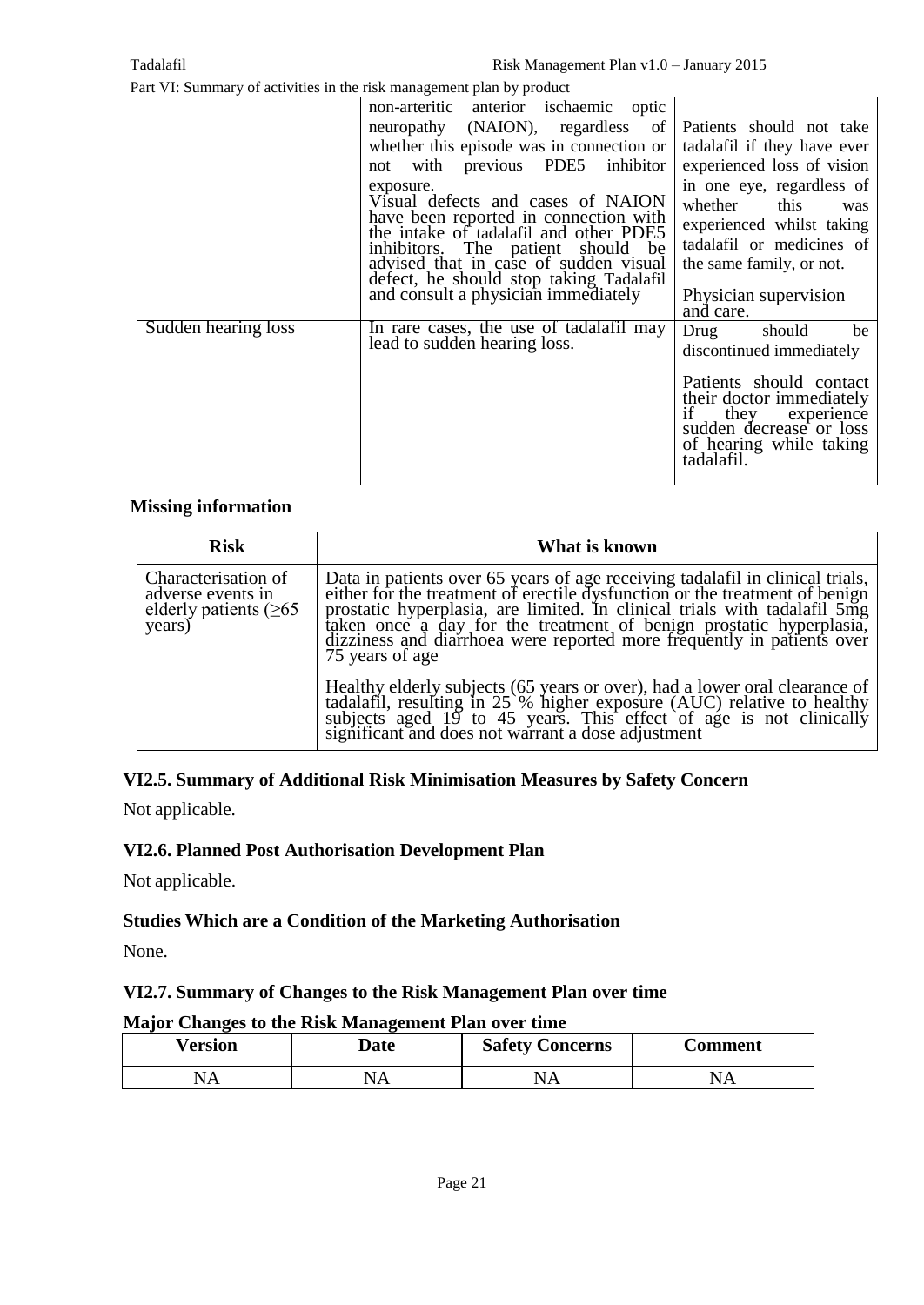| | | |
|---|---|---|
| | non-arteritic anterior ischaemic optic neuropathy (NAION), regardless of whether this episode was in connection or not with previous PDE5 inhibitor exposure. Visual defects and cases of NAION have been reported in connection with the intake of tadalafil and other PDE5 inhibitors. The patient should be advised that in case of sudden visual defect, he should stop taking Tadalafil and consult a physician immediately | Patients should not take tadalafil if they have ever experienced loss of vision in one eye, regardless of whether this was experienced whilst taking tadalafil or medicines of the same family, or not.<br><br>Physician supervision and care. |
| Sudden hearing loss | In rare cases, the use of tadalafil may lead to sudden hearing loss. | Drug should be discontinued immediately<br><br>Patients should contact their doctor immediately if they experience sudden decrease or loss of hearing while taking tadalafil. |

**Missing information**

| Risk | What is known |
|---|---|
| Characterisation of adverse events in elderly patients (≥65 years) | Data in patients over 65 years of age receiving tadalafil in clinical trials, either for the treatment of erectile dysfunction or the treatment of benign prostatic hyperplasia, are limited. In clinical trials with tadalafil 5mg taken once a day for the treatment of benign prostatic hyperplasia, dizziness and diarrhoea were reported more frequently in patients over 75 years of age<br><br>Healthy elderly subjects (65 years or over), had a lower oral clearance of tadalafil, resulting in 25 % higher exposure (AUC) relative to healthy subjects aged 19 to 45 years. This effect of age is not clinically significant and does not warrant a dose adjustment |

### VI2.5. Summary of Additional Risk Minimisation Measures by Safety Concern

Not applicable.

### VI2.6. Planned Post Authorisation Development Plan

Not applicable.

### Studies Which are a Condition of the Marketing Authorisation

None.

### VI2.7. Summary of Changes to the Risk Management Plan over time

**Major Changes to the Risk Management Plan over time**

| Version | Date | Safety Concerns | Comment |
|---|---|---|---|
| NA | NA | NA | NA |